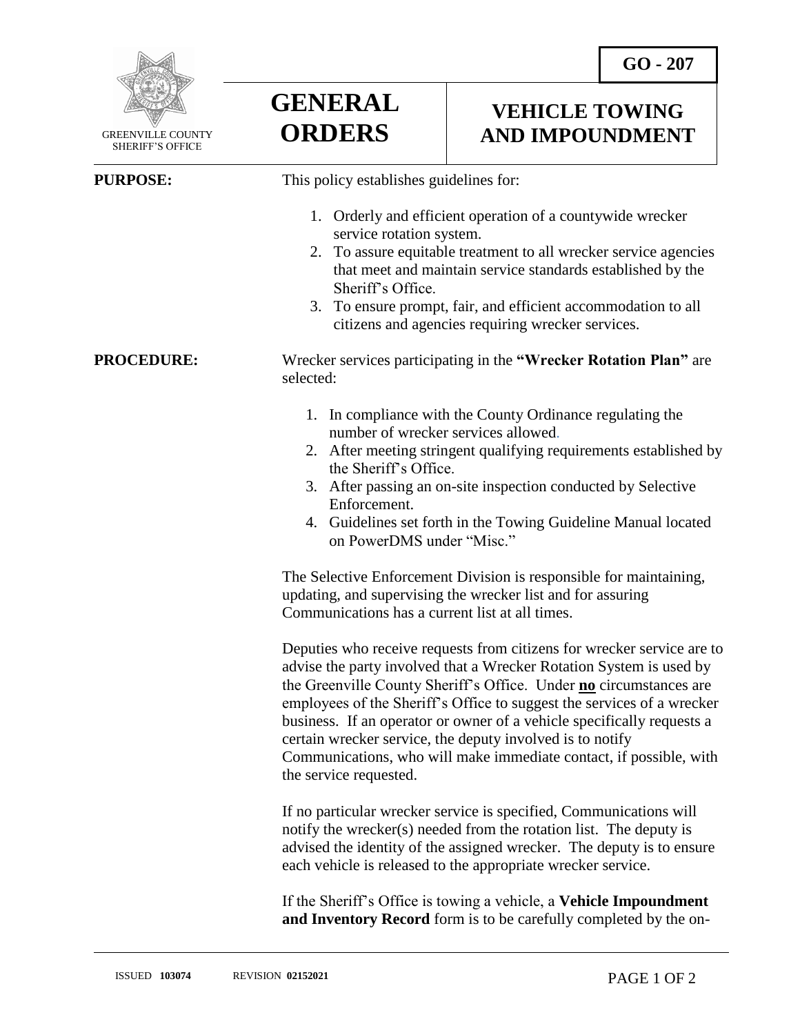GO - 207

GREENVILLE COUNTY SHERIFF'S OFFICE

# GENERAL ORDERS

# VEHICLE TOWING AND IMPOUNDMENT

**PURPOSE:** This policy establishes guidelines for:

1. Orderly and efficient operation of a countywide wrecker service rotation system.
2. To assure equitable treatment to all wrecker service agencies that meet and maintain service standards established by the Sheriff's Office.
3. To ensure prompt, fair, and efficient accommodation to all citizens and agencies requiring wrecker services.

**PROCEDURE:** Wrecker services participating in the **"Wrecker Rotation Plan"** are selected:

1. In compliance with the County Ordinance regulating the number of wrecker services allowed.
2. After meeting stringent qualifying requirements established by the Sheriff's Office.
3. After passing an on-site inspection conducted by Selective Enforcement.
4. Guidelines set forth in the Towing Guideline Manual located on PowerDMS under "Misc."

The Selective Enforcement Division is responsible for maintaining, updating, and supervising the wrecker list and for assuring Communications has a current list at all times.

Deputies who receive requests from citizens for wrecker service are to advise the party involved that a Wrecker Rotation System is used by the Greenville County Sheriff's Office. Under **no** circumstances are employees of the Sheriff's Office to suggest the services of a wrecker business. If an operator or owner of a vehicle specifically requests a certain wrecker service, the deputy involved is to notify Communications, who will make immediate contact, if possible, with the service requested.

If no particular wrecker service is specified, Communications will notify the wrecker(s) needed from the rotation list. The deputy is advised the identity of the assigned wrecker. The deputy is to ensure each vehicle is released to the appropriate wrecker service.

If the Sheriff's Office is towing a vehicle, a **Vehicle Impoundment and Inventory Record** form is to be carefully completed by the on-

ISSUED **103074** REVISION **02152021**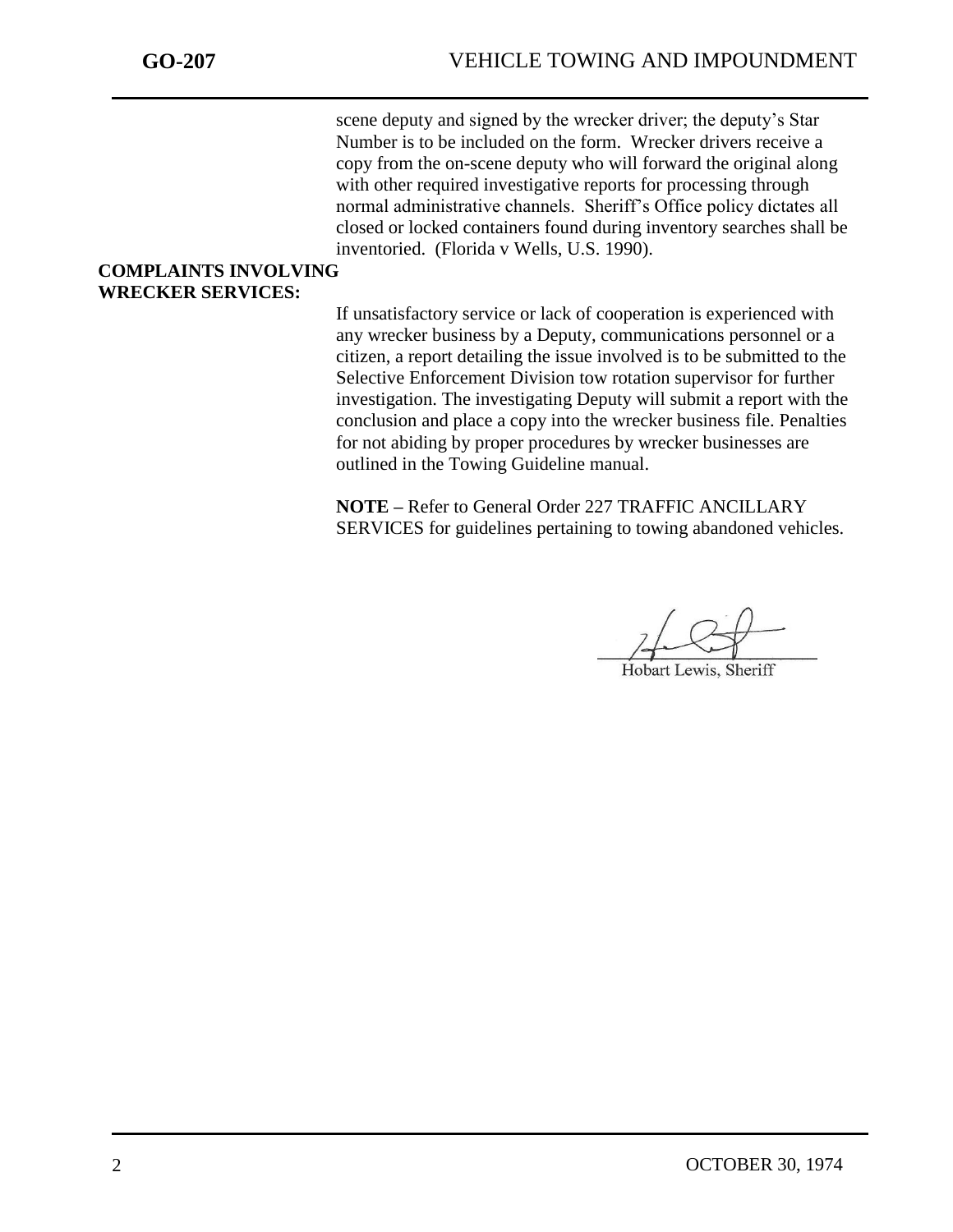scene deputy and signed by the wrecker driver; the deputy's Star Number is to be included on the form. Wrecker drivers receive a copy from the on-scene deputy who will forward the original along with other required investigative reports for processing through normal administrative channels. Sheriff's Office policy dictates all closed or locked containers found during inventory searches shall be inventoried. (Florida v Wells, U.S. 1990).

**COMPLAINTS INVOLVING WRECKER SERVICES:**

If unsatisfactory service or lack of cooperation is experienced with any wrecker business by a Deputy, communications personnel or a citizen, a report detailing the issue involved is to be submitted to the Selective Enforcement Division tow rotation supervisor for further investigation. The investigating Deputy will submit a report with the conclusion and place a copy into the wrecker business file. Penalties for not abiding by proper procedures by wrecker businesses are outlined in the Towing Guideline manual.

**NOTE –** Refer to General Order 227 TRAFFIC ANCILLARY SERVICES for guidelines pertaining to towing abandoned vehicles.

Hobart Lewis, Sheriff